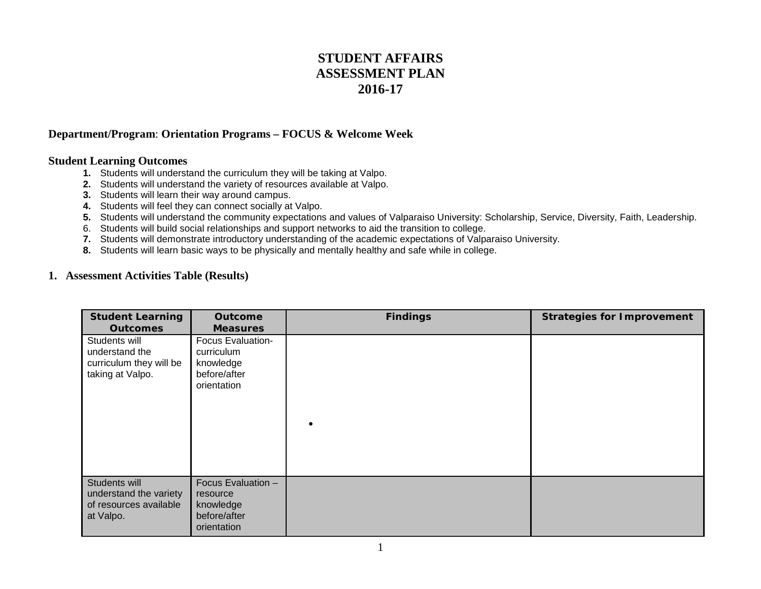# STUDENT AFFAIRS
# ASSESSMENT PLAN
# 2016-17

**Department/Program**: **Orientation Programs – FOCUS & Welcome Week**

## Student Learning Outcomes

1. Students will understand the curriculum they will be taking at Valpo.
2. Students will understand the variety of resources available at Valpo.
3. Students will learn their way around campus.
4. Students will feel they can connect socially at Valpo.
5. Students will understand the community expectations and values of Valparaiso University: Scholarship, Service, Diversity, Faith, Leadership.
6. Students will build social relationships and support networks to aid the transition to college.
7. Students will demonstrate introductory understanding of the academic expectations of Valparaiso University.
8. Students will learn basic ways to be physically and mentally healthy and safe while in college.

## 1. Assessment Activities Table (Results)

| Student Learning Outcomes | Outcome Measures | Findings | Strategies for Improvement |
|---|---|---|---|
| Students will understand the curriculum they will be taking at Valpo. | Focus Evaluation- curriculum knowledge before/after orientation | • | |
| Students will understand the variety of resources available at Valpo. | Focus Evaluation – resource knowledge before/after orientation | | |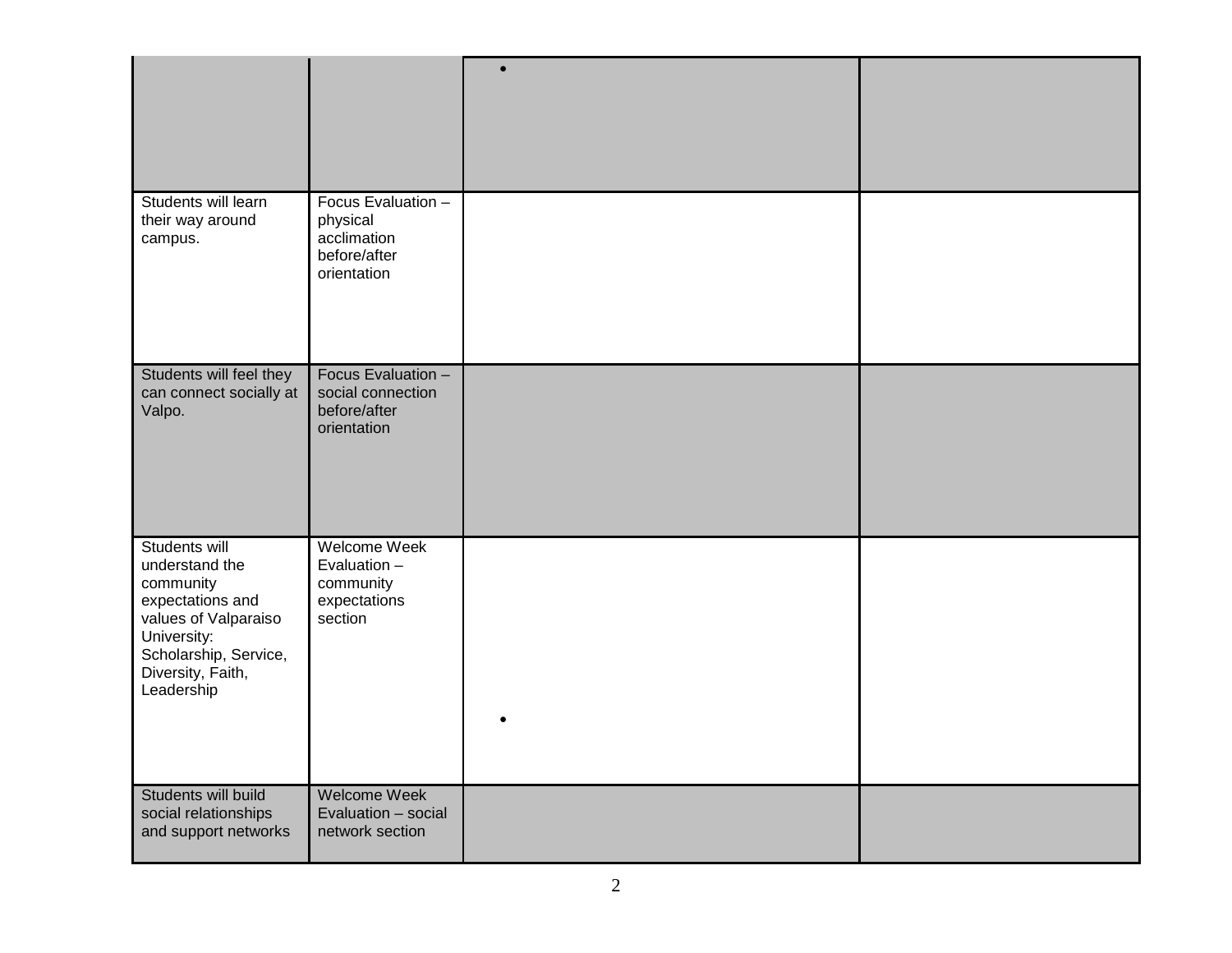| | | | |
|---|---|---|---|
| | | • | |
| Students will learn their way around campus. | Focus Evaluation – physical acclimation before/after orientation | | |
| Students will feel they can connect socially at Valpo. | Focus Evaluation – social connection before/after orientation | | |
| Students will understand the community expectations and values of Valparaiso University: Scholarship, Service, Diversity, Faith, Leadership | Welcome Week Evaluation – community expectations section | • | |
| Students will build social relationships and support networks | Welcome Week Evaluation – social network section | | |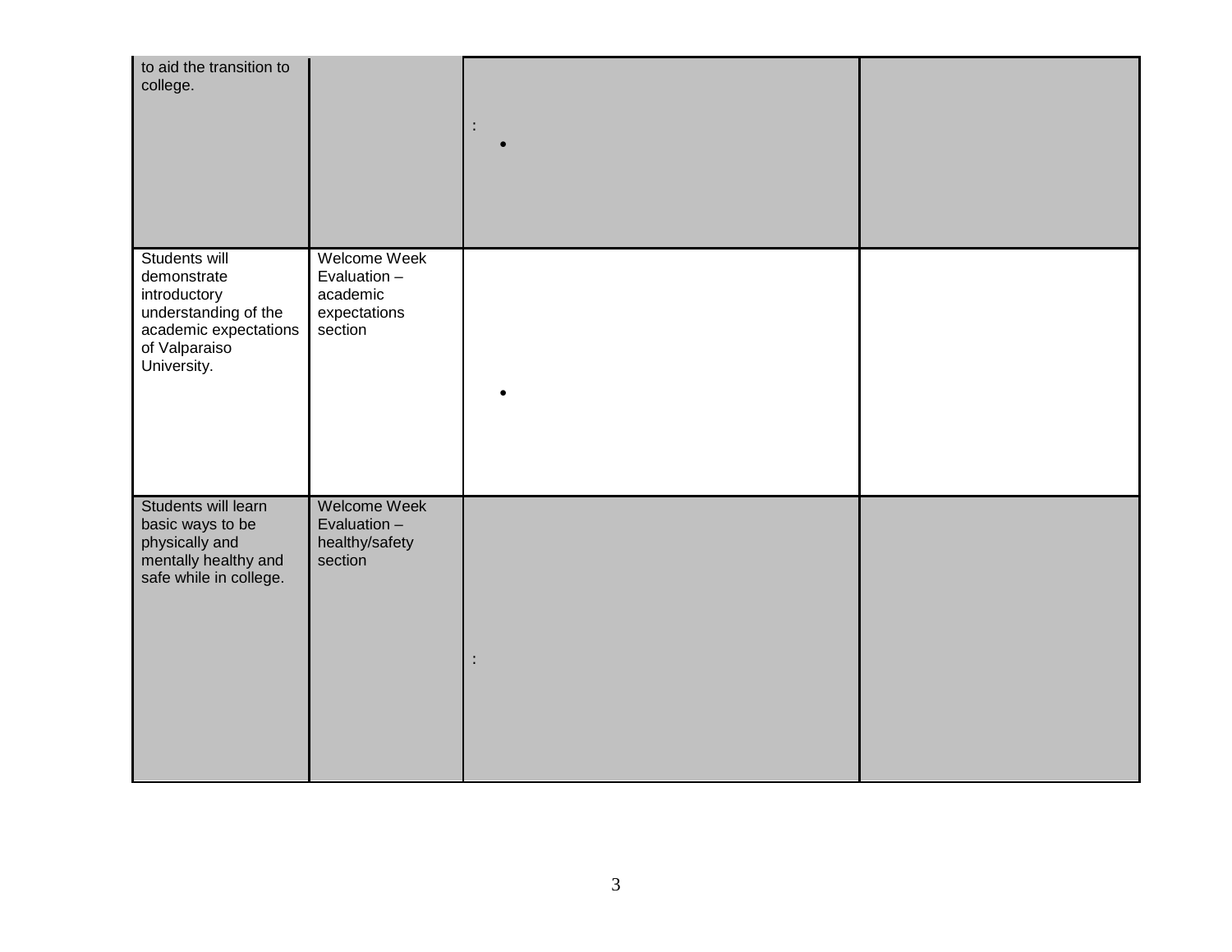| | | | |
|---|---|---|---|
| to aid the transition to college. | | : • | |
| Students will demonstrate introductory understanding of the academic expectations of Valparaiso University. | Welcome Week Evaluation – academic expectations section | • | |
| Students will learn basic ways to be physically and mentally healthy and safe while in college. | Welcome Week Evaluation – healthy/safety section | : | |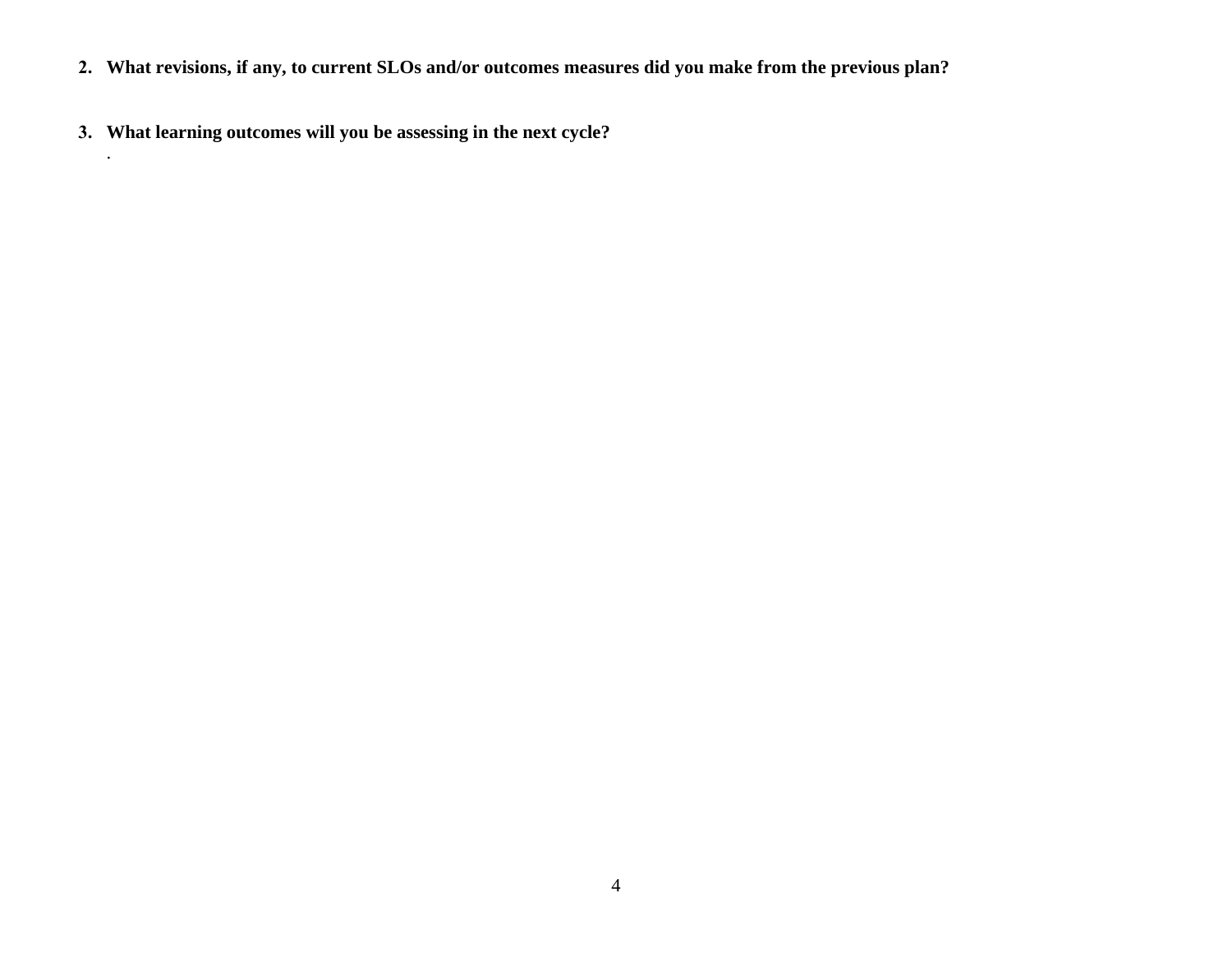2. **What revisions, if any, to current SLOs and/or outcomes measures did you make from the previous plan?**

3. **What learning outcomes will you be assessing in the next cycle?**

   .